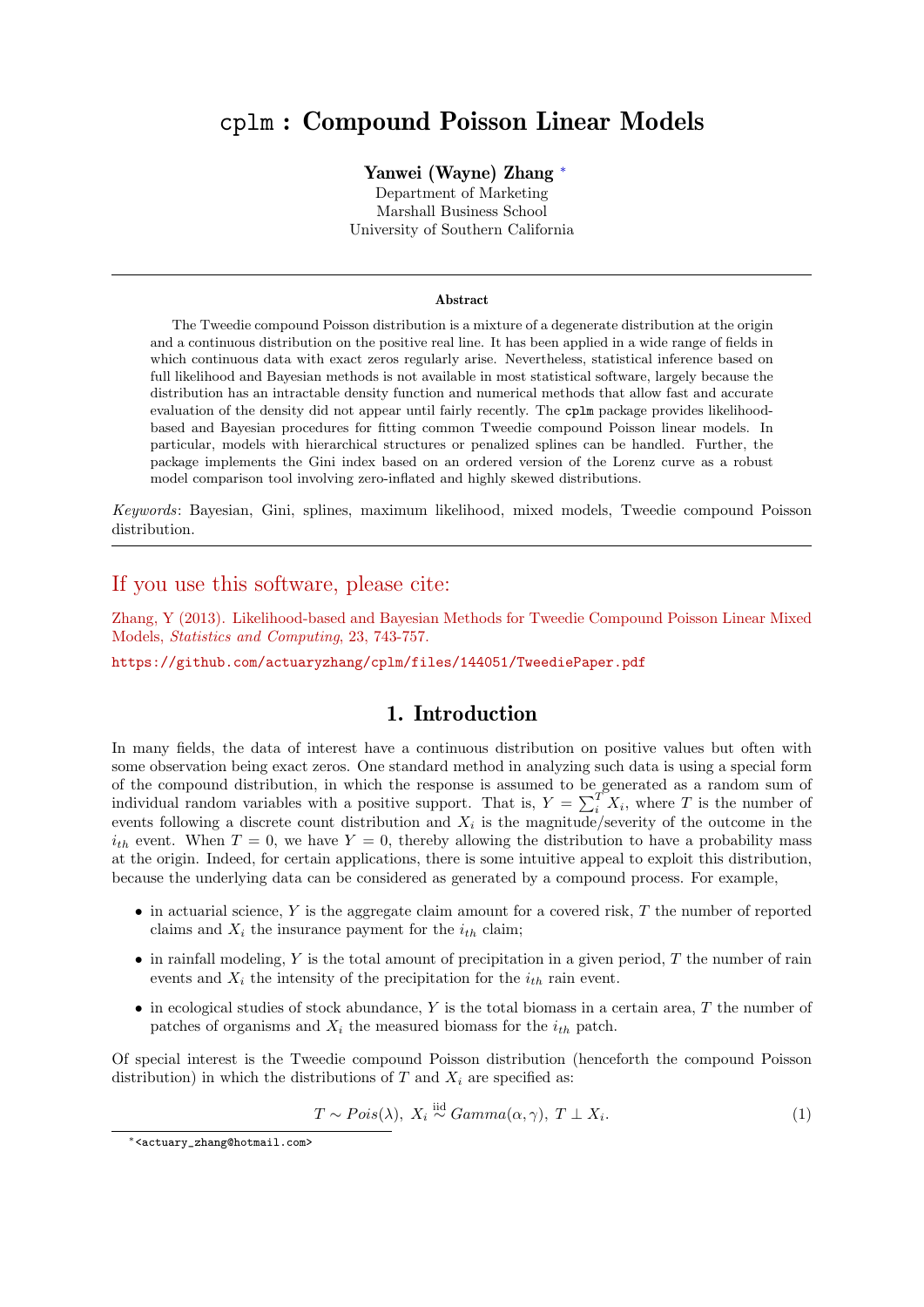# `cplm` : Compound Poisson Linear Models

**Yanwei (Wayne) Zhang** *

Department of Marketing
Marshall Business School
University of Southern California

---

**Abstract**

The Tweedie compound Poisson distribution is a mixture of a degenerate distribution at the origin and a continuous distribution on the positive real line. It has been applied in a wide range of fields in which continuous data with exact zeros regularly arise. Nevertheless, statistical inference based on full likelihood and Bayesian methods is not available in most statistical software, largely because the distribution has an intractable density function and numerical methods that allow fast and accurate evaluation of the density did not appear until fairly recently. The `cplm` package provides likelihood-based and Bayesian procedures for fitting common Tweedie compound Poisson linear models. In particular, models with hierarchical structures or penalized splines can be handled. Further, the package implements the Gini index based on an ordered version of the Lorenz curve as a robust model comparison tool involving zero-inflated and highly skewed distributions.

*Keywords*: Bayesian, Gini, splines, maximum likelihood, mixed models, Tweedie compound Poisson distribution.

---

## If you use this software, please cite:

Zhang, Y (2013). Likelihood-based and Bayesian Methods for Tweedie Compound Poisson Linear Mixed Models, *Statistics and Computing*, 23, 743-757.

`https://github.com/actuaryzhang/cplm/files/144051/TweediePaper.pdf`

## 1. Introduction

In many fields, the data of interest have a continuous distribution on positive values but often with some observation being exact zeros. One standard method in analyzing such data is using a special form of the compound distribution, in which the response is assumed to be generated as a random sum of individual random variables with a positive support. That is, $Y = \sum_i^T X_i$, where $T$ is the number of events following a discrete count distribution and $X_i$ is the magnitude/severity of the outcome in the $i_{th}$ event. When $T = 0$, we have $Y = 0$, thereby allowing the distribution to have a probability mass at the origin. Indeed, for certain applications, there is some intuitive appeal to exploit this distribution, because the underlying data can be considered as generated by a compound process. For example,

- in actuarial science, $Y$ is the aggregate claim amount for a covered risk, $T$ the number of reported claims and $X_i$ the insurance payment for the $i_{th}$ claim;
- in rainfall modeling, $Y$ is the total amount of precipitation in a given period, $T$ the number of rain events and $X_i$ the intensity of the precipitation for the $i_{th}$ rain event.
- in ecological studies of stock abundance, $Y$ is the total biomass in a certain area, $T$ the number of patches of organisms and $X_i$ the measured biomass for the $i_{th}$ patch.

Of special interest is the Tweedie compound Poisson distribution (henceforth the compound Poisson distribution) in which the distributions of $T$ and $X_i$ are specified as:

$$T \sim Pois(\lambda), \; X_i \overset{\text{iid}}{\sim} Gamma(\alpha, \gamma), \; T \perp X_i. \tag{1}$$

---

* <actuary_zhang@hotmail.com>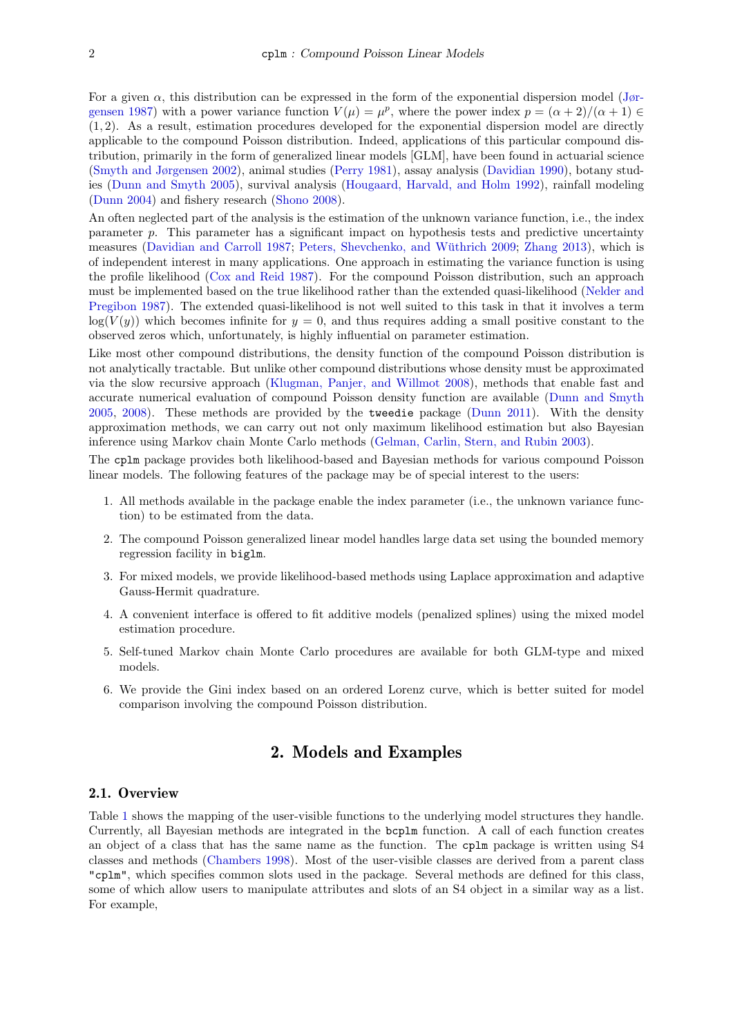For a given $\alpha$, this distribution can be expressed in the form of the exponential dispersion model (Jørgensen 1987) with a power variance function $V(\mu) = \mu^p$, where the power index $p = (\alpha + 2)/(\alpha + 1) \in (1, 2)$. As a result, estimation procedures developed for the exponential dispersion model are directly applicable to the compound Poisson distribution. Indeed, applications of this particular compound distribution, primarily in the form of generalized linear models [GLM], have been found in actuarial science (Smyth and Jørgensen 2002), animal studies (Perry 1981), assay analysis (Davidian 1990), botany studies (Dunn and Smyth 2005), survival analysis (Hougaard, Harvald, and Holm 1992), rainfall modeling (Dunn 2004) and fishery research (Shono 2008).

An often neglected part of the analysis is the estimation of the unknown variance function, i.e., the index parameter $p$. This parameter has a significant impact on hypothesis tests and predictive uncertainty measures (Davidian and Carroll 1987; Peters, Shevchenko, and Wüthrich 2009; Zhang 2013), which is of independent interest in many applications. One approach in estimating the variance function is using the profile likelihood (Cox and Reid 1987). For the compound Poisson distribution, such an approach must be implemented based on the true likelihood rather than the extended quasi-likelihood (Nelder and Pregibon 1987). The extended quasi-likelihood is not well suited to this task in that it involves a term $\log(V(y))$ which becomes infinite for $y = 0$, and thus requires adding a small positive constant to the observed zeros which, unfortunately, is highly influential on parameter estimation.

Like most other compound distributions, the density function of the compound Poisson distribution is not analytically tractable. But unlike other compound distributions whose density must be approximated via the slow recursive approach (Klugman, Panjer, and Willmot 2008), methods that enable fast and accurate numerical evaluation of compound Poisson density function are available (Dunn and Smyth 2005, 2008). These methods are provided by the `tweedie` package (Dunn 2011). With the density approximation methods, we can carry out not only maximum likelihood estimation but also Bayesian inference using Markov chain Monte Carlo methods (Gelman, Carlin, Stern, and Rubin 2003).

The `cplm` package provides both likelihood-based and Bayesian methods for various compound Poisson linear models. The following features of the package may be of special interest to the users:

1. All methods available in the package enable the index parameter (i.e., the unknown variance function) to be estimated from the data.
2. The compound Poisson generalized linear model handles large data set using the bounded memory regression facility in `biglm`.
3. For mixed models, we provide likelihood-based methods using Laplace approximation and adaptive Gauss-Hermit quadrature.
4. A convenient interface is offered to fit additive models (penalized splines) using the mixed model estimation procedure.
5. Self-tuned Markov chain Monte Carlo procedures are available for both GLM-type and mixed models.
6. We provide the Gini index based on an ordered Lorenz curve, which is better suited for model comparison involving the compound Poisson distribution.

## 2. Models and Examples

### 2.1. Overview

Table 1 shows the mapping of the user-visible functions to the underlying model structures they handle. Currently, all Bayesian methods are integrated in the `bcplm` function. A call of each function creates an object of a class that has the same name as the function. The `cplm` package is written using S4 classes and methods (Chambers 1998). Most of the user-visible classes are derived from a parent class `"cplm"`, which specifies common slots used in the package. Several methods are defined for this class, some of which allow users to manipulate attributes and slots of an S4 object in a similar way as a list. For example,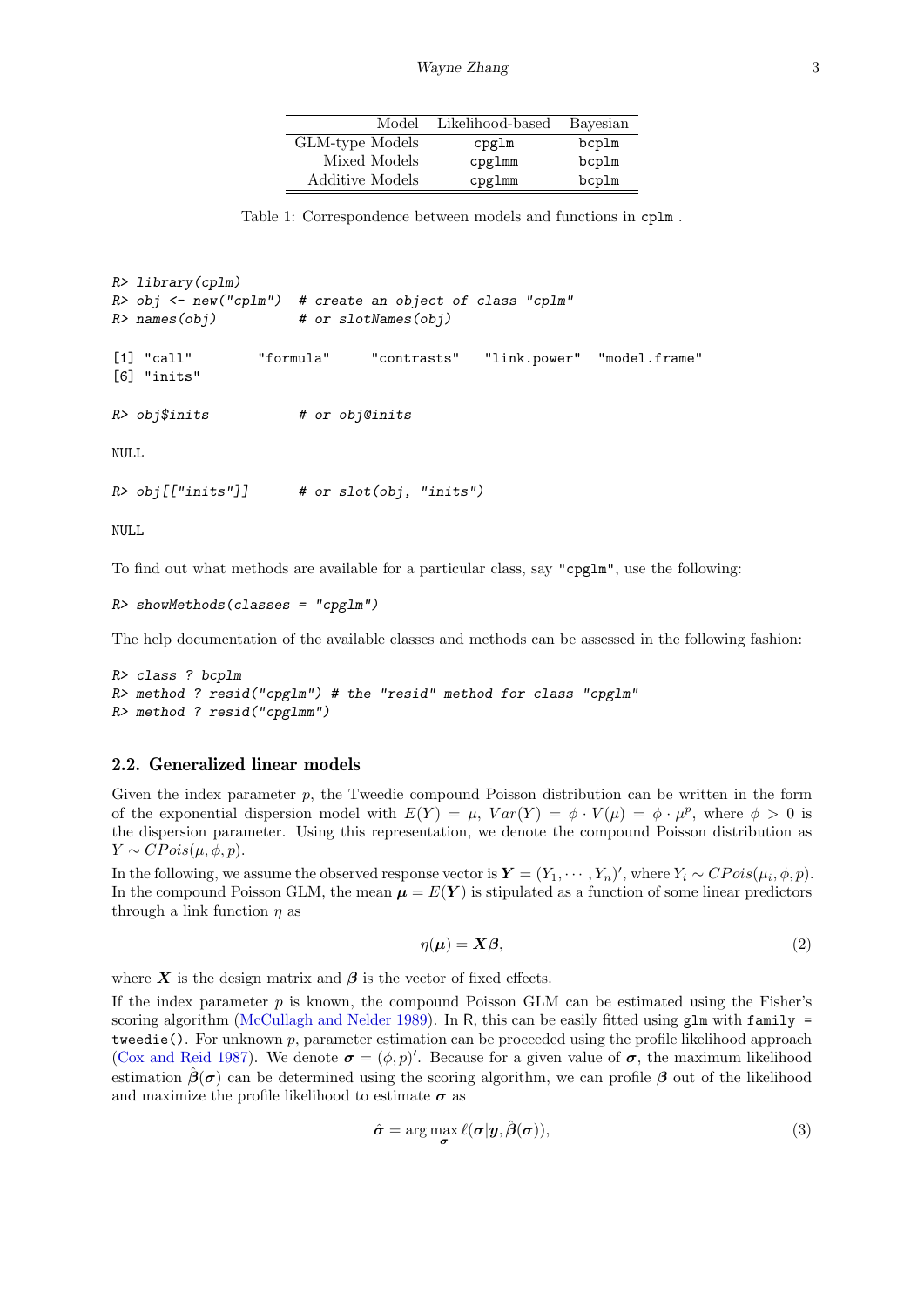| Model | Likelihood-based | Bayesian |
|---|---|---|
| GLM-type Models | `cpglm` | `bcplm` |
| Mixed Models | `cpglmm` | `bcplm` |
| Additive Models | `cpglmm` | `bcplm` |

Table 1: Correspondence between models and functions in `cplm` .

```
R> library(cplm)
R> obj <- new("cplm")  # create an object of class "cplm"
R> names(obj)          # or slotNames(obj)

[1] "call"        "formula"     "contrasts"   "link.power"  "model.frame"
[6] "inits"

R> obj$inits           # or obj@inits

NULL

R> obj[["inits"]]      # or slot(obj, "inits")

NULL
```

To find out what methods are available for a particular class, say `"cpglm"`, use the following:

```
R> showMethods(classes = "cpglm")
```

The help documentation of the available classes and methods can be assessed in the following fashion:

```
R> class ? bcplm
R> method ? resid("cpglm") # the "resid" method for class "cpglm"
R> method ? resid("cpglmm")
```

## 2.2. Generalized linear models

Given the index parameter $p$, the Tweedie compound Poisson distribution can be written in the form of the exponential dispersion model with $E(Y) = \mu$, $Var(Y) = \phi \cdot V(\mu) = \phi \cdot \mu^p$, where $\phi > 0$ is the dispersion parameter. Using this representation, we denote the compound Poisson distribution as $Y \sim CPois(\mu, \phi, p)$.

In the following, we assume the observed response vector is $\boldsymbol{Y} = (Y_1, \cdots, Y_n)'$, where $Y_i \sim CPois(\mu_i, \phi, p)$. In the compound Poisson GLM, the mean $\boldsymbol{\mu} = E(\boldsymbol{Y})$ is stipulated as a function of some linear predictors through a link function $\eta$ as

$$\eta(\boldsymbol{\mu}) = \boldsymbol{X}\boldsymbol{\beta}, \tag{2}$$

where $\boldsymbol{X}$ is the design matrix and $\boldsymbol{\beta}$ is the vector of fixed effects.

If the index parameter $p$ is known, the compound Poisson GLM can be estimated using the Fisher's scoring algorithm (McCullagh and Nelder 1989). In R, this can be easily fitted using `glm` with `family = tweedie()`. For unknown $p$, parameter estimation can be proceeded using the profile likelihood approach (Cox and Reid 1987). We denote $\boldsymbol{\sigma} = (\phi, p)'$. Because for a given value of $\boldsymbol{\sigma}$, the maximum likelihood estimation $\hat{\boldsymbol{\beta}}(\boldsymbol{\sigma})$ can be determined using the scoring algorithm, we can profile $\boldsymbol{\beta}$ out of the likelihood and maximize the profile likelihood to estimate $\boldsymbol{\sigma}$ as

$$\hat{\boldsymbol{\sigma}} = \arg\max_{\boldsymbol{\sigma}} \ell(\boldsymbol{\sigma}|\boldsymbol{y}, \hat{\boldsymbol{\beta}}(\boldsymbol{\sigma})), \tag{3}$$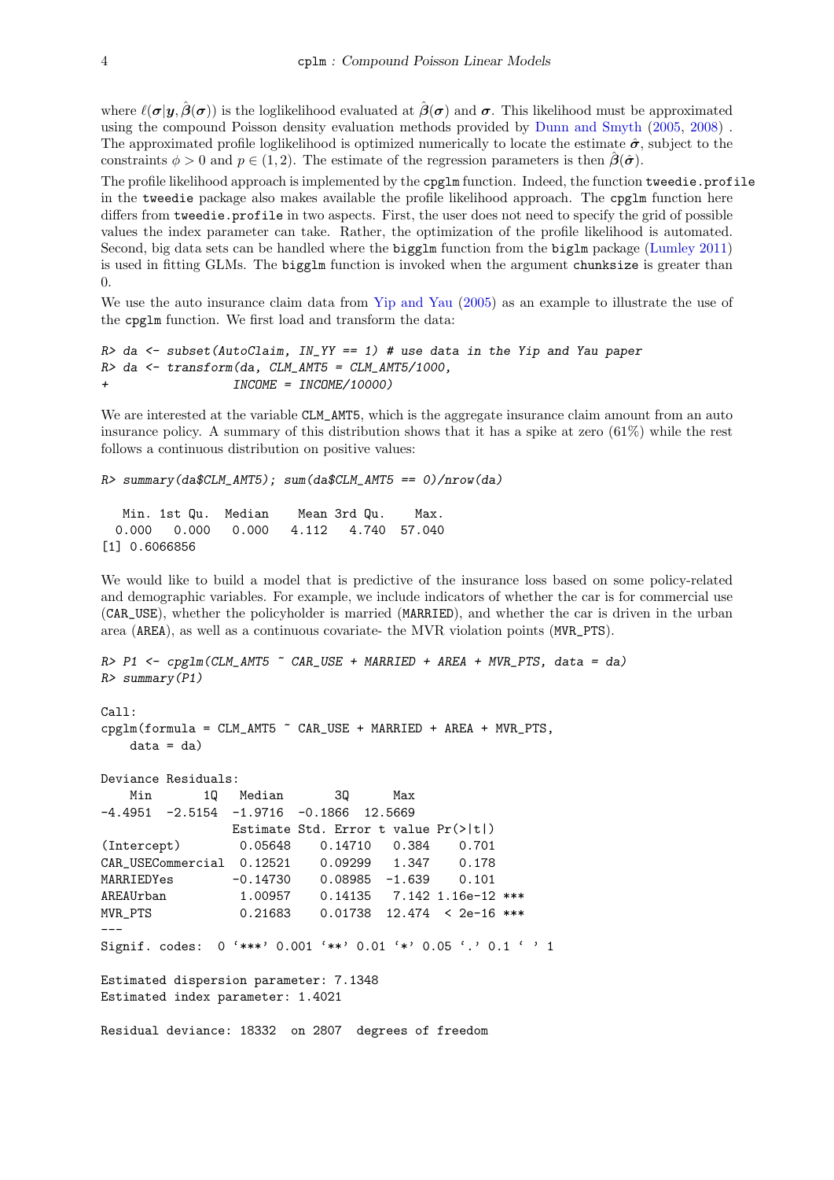where $\ell(\boldsymbol{\sigma}|\boldsymbol{y}, \hat{\boldsymbol{\beta}}(\boldsymbol{\sigma}))$ is the loglikelihood evaluated at $\hat{\boldsymbol{\beta}}(\boldsymbol{\sigma})$ and $\boldsymbol{\sigma}$. This likelihood must be approximated using the compound Poisson density evaluation methods provided by Dunn and Smyth (2005, 2008) . The approximated profile loglikelihood is optimized numerically to locate the estimate $\hat{\boldsymbol{\sigma}}$, subject to the constraints $\phi > 0$ and $p \in (1, 2)$. The estimate of the regression parameters is then $\hat{\boldsymbol{\beta}}(\hat{\boldsymbol{\sigma}})$.

The profile likelihood approach is implemented by the `cpglm` function. Indeed, the function `tweedie.profile` in the `tweedie` package also makes available the profile likelihood approach. The `cpglm` function here differs from `tweedie.profile` in two aspects. First, the user does not need to specify the grid of possible values the index parameter can take. Rather, the optimization of the profile likelihood is automated. Second, big data sets can be handled where the `bigglm` function from the `biglm` package (Lumley 2011) is used in fitting GLMs. The `bigglm` function is invoked when the argument `chunksize` is greater than 0.

We use the auto insurance claim data from Yip and Yau (2005) as an example to illustrate the use of the `cpglm` function. We first load and transform the data:

```
R> da <- subset(AutoClaim, IN_YY == 1) # use data in the Yip and Yau paper
R> da <- transform(da, CLM_AMT5 = CLM_AMT5/1000,
+                  INCOME = INCOME/10000)
```

We are interested at the variable `CLM_AMT5`, which is the aggregate insurance claim amount from an auto insurance policy. A summary of this distribution shows that it has a spike at zero (61%) while the rest follows a continuous distribution on positive values:

```
R> summary(da$CLM_AMT5); sum(da$CLM_AMT5 == 0)/nrow(da)

   Min. 1st Qu.  Median    Mean 3rd Qu.    Max.
  0.000   0.000   0.000   4.112   4.740  57.040
[1] 0.6066856
```

We would like to build a model that is predictive of the insurance loss based on some policy-related and demographic variables. For example, we include indicators of whether the car is for commercial use (`CAR_USE`), whether the policyholder is married (`MARRIED`), and whether the car is driven in the urban area (`AREA`), as well as a continuous covariate- the MVR violation points (`MVR_PTS`).

```
R> P1 <- cpglm(CLM_AMT5 ~ CAR_USE + MARRIED + AREA + MVR_PTS, data = da)
R> summary(P1)

Call:
cpglm(formula = CLM_AMT5 ~ CAR_USE + MARRIED + AREA + MVR_PTS,
    data = da)

Deviance Residuals:
    Min       1Q   Median       3Q      Max
-4.4951  -2.5154  -1.9716  -0.1866  12.5669
                  Estimate Std. Error t value Pr(>|t|)
(Intercept)        0.05648    0.14710   0.384    0.701
CAR_USECommercial  0.12521    0.09299   1.347    0.178
MARRIEDYes        -0.14730    0.08985  -1.639    0.101
AREAUrban          1.00957    0.14135   7.142 1.16e-12 ***
MVR_PTS            0.21683    0.01738  12.474  < 2e-16 ***
---
Signif. codes:  0 '***' 0.001 '**' 0.01 '*' 0.05 '.' 0.1 ' ' 1

Estimated dispersion parameter: 7.1348
Estimated index parameter: 1.4021

Residual deviance: 18332  on 2807  degrees of freedom
```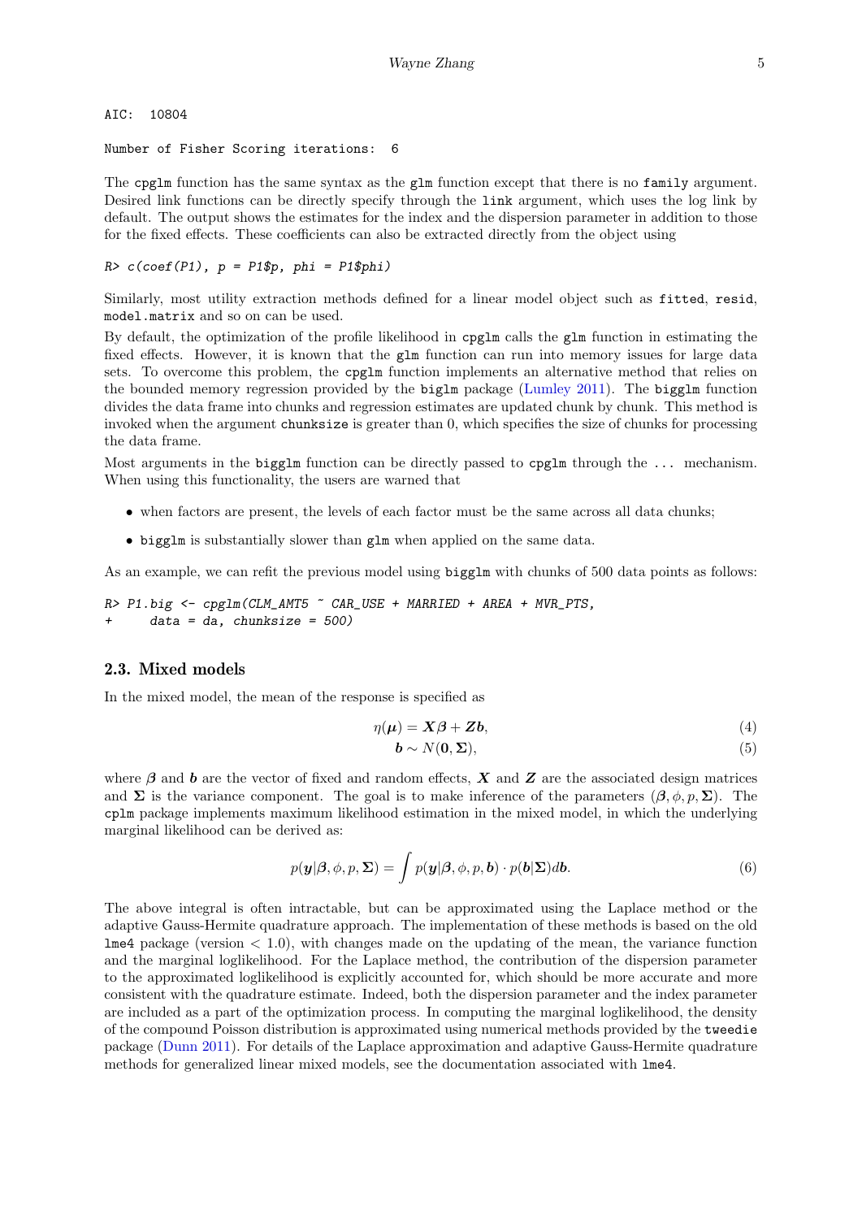```
AIC:  10804

Number of Fisher Scoring iterations:  6
```

The `cpglm` function has the same syntax as the `glm` function except that there is no `family` argument. Desired link functions can be directly specify through the `link` argument, which uses the log link by default. The output shows the estimates for the index and the dispersion parameter in addition to those for the fixed effects. These coefficients can also be extracted directly from the object using

```
R> c(coef(P1), p = P1$p, phi = P1$phi)
```

Similarly, most utility extraction methods defined for a linear model object such as `fitted`, `resid`, `model.matrix` and so on can be used.

By default, the optimization of the profile likelihood in `cpglm` calls the `glm` function in estimating the fixed effects. However, it is known that the `glm` function can run into memory issues for large data sets. To overcome this problem, the `cpglm` function implements an alternative method that relies on the bounded memory regression provided by the `biglm` package (Lumley 2011). The `bigglm` function divides the data frame into chunks and regression estimates are updated chunk by chunk. This method is invoked when the argument `chunksize` is greater than 0, which specifies the size of chunks for processing the data frame.

Most arguments in the `bigglm` function can be directly passed to `cpglm` through the `...` mechanism. When using this functionality, the users are warned that

- when factors are present, the levels of each factor must be the same across all data chunks;
- `bigglm` is substantially slower than `glm` when applied on the same data.

As an example, we can refit the previous model using `bigglm` with chunks of 500 data points as follows:

```
R> P1.big <- cpglm(CLM_AMT5 ~ CAR_USE + MARRIED + AREA + MVR_PTS,
+      data = da, chunksize = 500)
```

## 2.3. Mixed models

In the mixed model, the mean of the response is specified as

$$\eta(\boldsymbol{\mu}) = \boldsymbol{X}\boldsymbol{\beta} + \boldsymbol{Z}\boldsymbol{b}, \tag{4}$$

$$\boldsymbol{b} \sim N(\boldsymbol{0}, \boldsymbol{\Sigma}), \tag{5}$$

where $\boldsymbol{\beta}$ and $\boldsymbol{b}$ are the vector of fixed and random effects, $\boldsymbol{X}$ and $\boldsymbol{Z}$ are the associated design matrices and $\boldsymbol{\Sigma}$ is the variance component. The goal is to make inference of the parameters $(\boldsymbol{\beta}, \phi, p, \boldsymbol{\Sigma})$. The `cplm` package implements maximum likelihood estimation in the mixed model, in which the underlying marginal likelihood can be derived as:

$$p(\boldsymbol{y}|\boldsymbol{\beta}, \phi, p, \boldsymbol{\Sigma}) = \int p(\boldsymbol{y}|\boldsymbol{\beta}, \phi, p, \boldsymbol{b}) \cdot p(\boldsymbol{b}|\boldsymbol{\Sigma}) d\boldsymbol{b}. \tag{6}$$

The above integral is often intractable, but can be approximated using the Laplace method or the adaptive Gauss-Hermite quadrature approach. The implementation of these methods is based on the old `lme4` package (version $< 1.0$), with changes made on the updating of the mean, the variance function and the marginal loglikelihood. For the Laplace method, the contribution of the dispersion parameter to the approximated loglikelihood is explicitly accounted for, which should be more accurate and more consistent with the quadrature estimate. Indeed, both the dispersion parameter and the index parameter are included as a part of the optimization process. In computing the marginal loglikelihood, the density of the compound Poisson distribution is approximated using numerical methods provided by the `tweedie` package (Dunn 2011). For details of the Laplace approximation and adaptive Gauss-Hermite quadrature methods for generalized linear mixed models, see the documentation associated with `lme4`.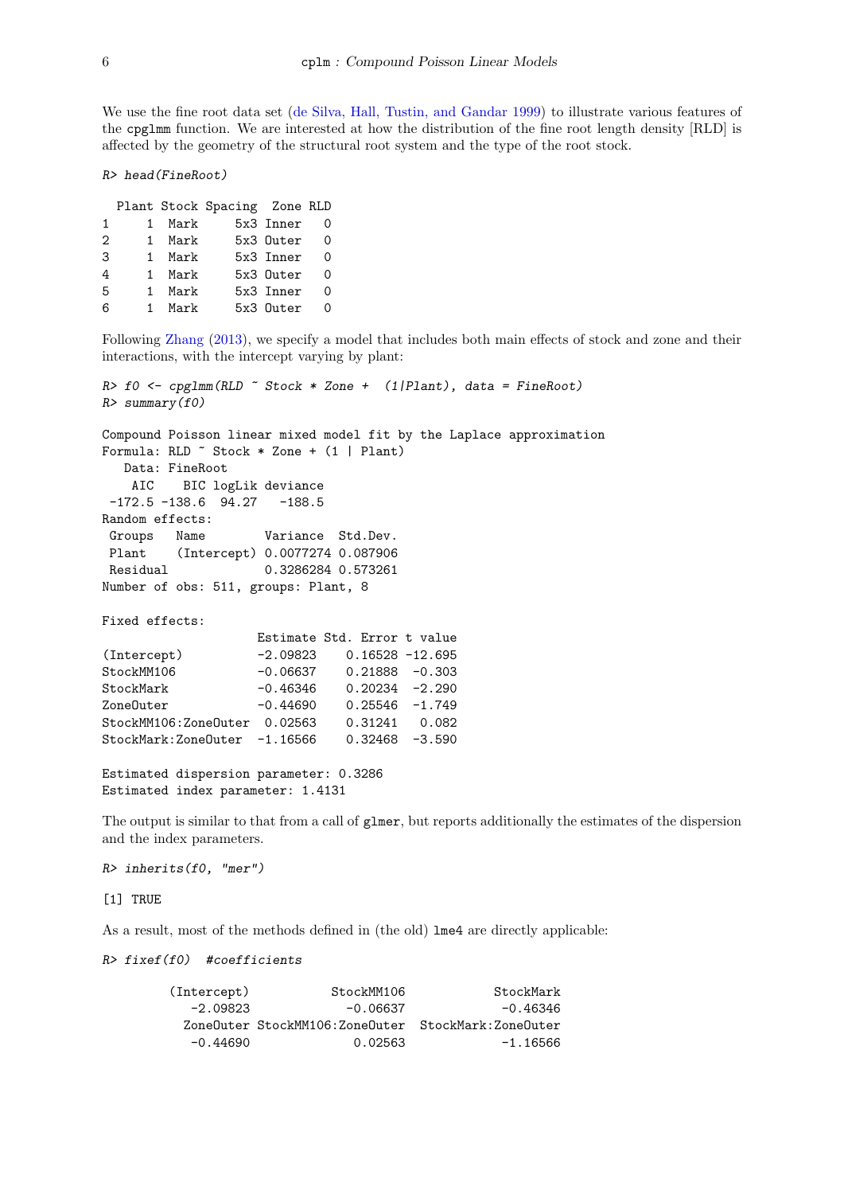We use the fine root data set (de Silva, Hall, Tustin, and Gandar 1999) to illustrate various features of the cpglmm function. We are interested at how the distribution of the fine root length density [RLD] is affected by the geometry of the structural root system and the type of the root stock.

```
R> head(FineRoot)

  Plant Stock Spacing  Zone RLD
1     1  Mark     5x3 Inner   0
2     1  Mark     5x3 Outer   0
3     1  Mark     5x3 Inner   0
4     1  Mark     5x3 Outer   0
5     1  Mark     5x3 Inner   0
6     1  Mark     5x3 Outer   0
```

Following Zhang (2013), we specify a model that includes both main effects of stock and zone and their interactions, with the intercept varying by plant:

```
R> f0 <- cpglmm(RLD ~ Stock * Zone +  (1|Plant), data = FineRoot)
R> summary(f0)

Compound Poisson linear mixed model fit by the Laplace approximation
Formula: RLD ~ Stock * Zone + (1 | Plant)
   Data: FineRoot
    AIC    BIC logLik deviance
 -172.5 -138.6  94.27   -188.5
Random effects:
 Groups   Name        Variance  Std.Dev.
 Plant    (Intercept) 0.0077274 0.087906
 Residual             0.3286284 0.573261
Number of obs: 511, groups: Plant, 8

Fixed effects:
                    Estimate Std. Error t value
(Intercept)         -2.09823    0.16528 -12.695
StockMM106          -0.06637    0.21888  -0.303
StockMark           -0.46346    0.20234  -2.290
ZoneOuter           -0.44690    0.25546  -1.749
StockMM106:ZoneOuter  0.02563    0.31241   0.082
StockMark:ZoneOuter  -1.16566    0.32468  -3.590

Estimated dispersion parameter: 0.3286
Estimated index parameter: 1.4131
```

The output is similar to that from a call of glmer, but reports additionally the estimates of the dispersion and the index parameters.

```
R> inherits(f0, "mer")

[1] TRUE
```

As a result, most of the methods defined in (the old) lme4 are directly applicable:

```
R> fixef(f0)  #coefficients

         (Intercept)           StockMM106            StockMark
            -2.09823             -0.06637             -0.46346
           ZoneOuter StockMM106:ZoneOuter  StockMark:ZoneOuter
            -0.44690              0.02563             -1.16566
```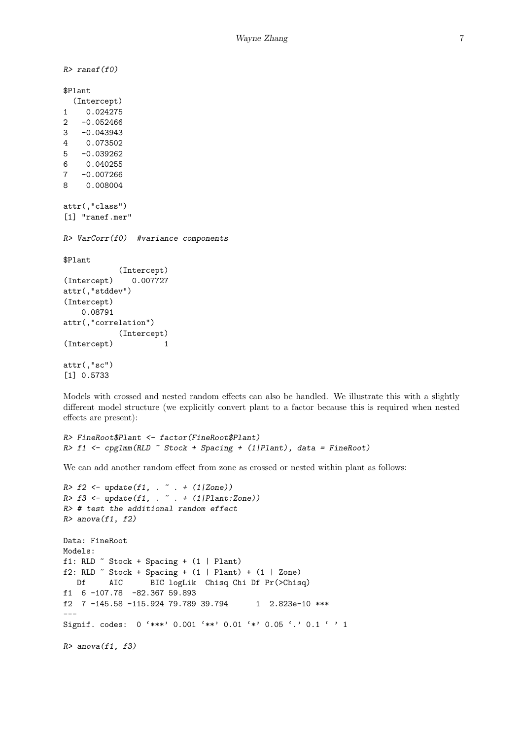```
R> ranef(f0)

$Plant
  (Intercept)
1    0.024275
2   -0.052466
3   -0.043943
4    0.073502
5   -0.039262
6    0.040255
7   -0.007266
8    0.008004

attr(,"class")
[1] "ranef.mer"

R> VarCorr(f0)  #variance components

$Plant
            (Intercept)
(Intercept)    0.007727
attr(,"stddev")
(Intercept)
    0.08791
attr(,"correlation")
            (Intercept)
(Intercept)           1

attr(,"sc")
[1] 0.5733
```

Models with crossed and nested random effects can also be handled. We illustrate this with a slightly different model structure (we explicitly convert plant to a factor because this is required when nested effects are present):

```
R> FineRoot$Plant <- factor(FineRoot$Plant)
R> f1 <- cpglmm(RLD ~ Stock + Spacing + (1|Plant), data = FineRoot)
```

We can add another random effect from zone as crossed or nested within plant as follows:

```
R> f2 <- update(f1, . ~ . + (1|Zone))
R> f3 <- update(f1, . ~ . + (1|Plant:Zone))
R> # test the additional random effect
R> anova(f1, f2)

Data: FineRoot
Models:
f1: RLD ~ Stock + Spacing + (1 | Plant)
f2: RLD ~ Stock + Spacing + (1 | Plant) + (1 | Zone)
   Df     AIC      BIC logLik  Chisq Chi Df Pr(>Chisq)
f1  6 -107.78  -82.367 59.893
f2  7 -145.58 -115.924 79.789 39.794      1  2.823e-10 ***
---
Signif. codes:  0 '***' 0.001 '**' 0.01 '*' 0.05 '.' 0.1 ' ' 1

R> anova(f1, f3)
```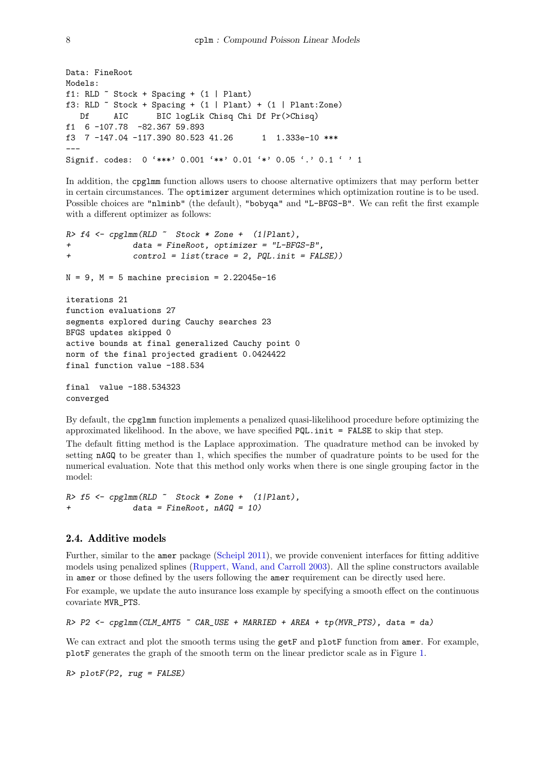```
Data: FineRoot
Models:
f1: RLD ~ Stock + Spacing + (1 | Plant)
f3: RLD ~ Stock + Spacing + (1 | Plant) + (1 | Plant:Zone)
   Df     AIC      BIC logLik Chisq Chi Df Pr(>Chisq)
f1  6 -107.78  -82.367 59.893
f3  7 -147.04 -117.390 80.523 41.26      1  1.333e-10 ***
---
Signif. codes:  0 '***' 0.001 '**' 0.01 '*' 0.05 '.' 0.1 ' ' 1
```

In addition, the cpglmm function allows users to choose alternative optimizers that may perform better in certain circumstances. The optimizer argument determines which optimization routine is to be used. Possible choices are "nlminb" (the default), "bobyqa" and "L-BFGS-B". We can refit the first example with a different optimizer as follows:

```
R> f4 <- cpglmm(RLD ~  Stock * Zone +  (1|Plant),
+             data = FineRoot, optimizer = "L-BFGS-B",
+             control = list(trace = 2, PQL.init = FALSE))

N = 9, M = 5 machine precision = 2.22045e-16

iterations 21
function evaluations 27
segments explored during Cauchy searches 23
BFGS updates skipped 0
active bounds at final generalized Cauchy point 0
norm of the final projected gradient 0.0424422
final function value -188.534

final  value -188.534323
converged
```

By default, the cpglmm function implements a penalized quasi-likelihood procedure before optimizing the approximated likelihood. In the above, we have specified PQL.init = FALSE to skip that step.

The default fitting method is the Laplace approximation. The quadrature method can be invoked by setting nAGQ to be greater than 1, which specifies the number of quadrature points to be used for the numerical evaluation. Note that this method only works when there is one single grouping factor in the model:

```
R> f5 <- cpglmm(RLD ~  Stock * Zone +  (1|Plant),
+             data = FineRoot, nAGQ = 10)
```

## 2.4. Additive models

Further, similar to the amer package (Scheipl 2011), we provide convenient interfaces for fitting additive models using penalized splines (Ruppert, Wand, and Carroll 2003). All the spline constructors available in amer or those defined by the users following the amer requirement can be directly used here.

For example, we update the auto insurance loss example by specifying a smooth effect on the continuous covariate MVR_PTS.

```
R> P2 <- cpglmm(CLM_AMT5 ~ CAR_USE + MARRIED + AREA + tp(MVR_PTS), data = da)
```

We can extract and plot the smooth terms using the getF and plotF function from amer. For example, plotF generates the graph of the smooth term on the linear predictor scale as in Figure 1.

```
R> plotF(P2, rug = FALSE)
```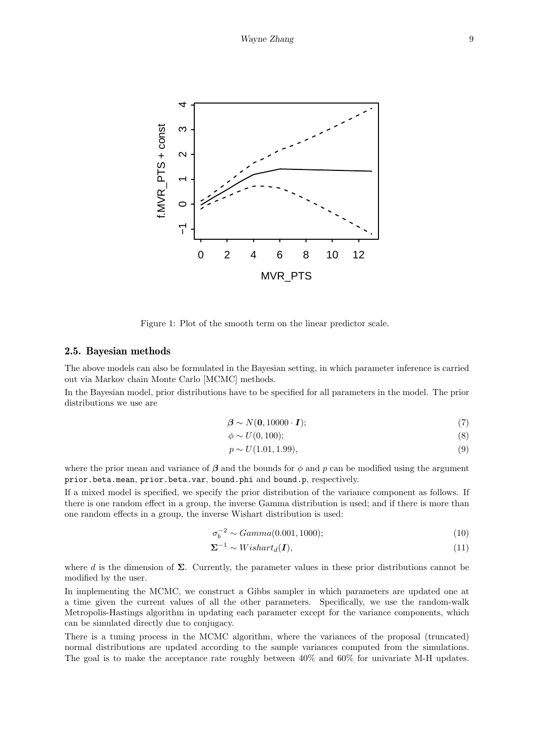f.MVR_PTS + const

4
3
2
1
0
−1

0 2 4 6 8 10 12

MVR_PTS

Figure 1: Plot of the smooth term on the linear predictor scale.

### 2.5. Bayesian methods

The above models can also be formulated in the Bayesian setting, in which parameter inference is carried out via Markov chain Monte Carlo [MCMC] methods.

In the Bayesian model, prior distributions have to be specified for all parameters in the model. The prior distributions we use are

$$\boldsymbol{\beta} \sim N(\mathbf{0}, 10000 \cdot \boldsymbol{I}); \tag{7}$$

$$\phi \sim U(0, 100); \tag{8}$$

$$p \sim U(1.01, 1.99), \tag{9}$$

where the prior mean and variance of $\boldsymbol{\beta}$ and the bounds for $\phi$ and $p$ can be modified using the argument `prior.beta.mean`, `prior.beta.var`, `bound.phi` and `bound.p`, respectively.

If a mixed model is specified, we specify the prior distribution of the variance component as follows. If there is one random effect in a group, the inverse Gamma distribution is used; and if there is more than one random effects in a group, the inverse Wishart distribution is used:

$$\sigma_b^{-2} \sim Gamma(0.001, 1000); \tag{10}$$

$$\boldsymbol{\Sigma}^{-1} \sim Wishart_d(\boldsymbol{I}), \tag{11}$$

where $d$ is the dimension of $\boldsymbol{\Sigma}$. Currently, the parameter values in these prior distributions cannot be modified by the user.

In implementing the MCMC, we construct a Gibbs sampler in which parameters are updated one at a time given the current values of all the other parameters. Specifically, we use the random-walk Metropolis-Hastings algorithm in updating each parameter except for the variance components, which can be simulated directly due to conjugacy.

There is a tuning process in the MCMC algorithm, where the variances of the proposal (truncated) normal distributions are updated according to the sample variances computed from the simulations. The goal is to make the acceptance rate roughly between 40% and 60% for univariate M-H updates.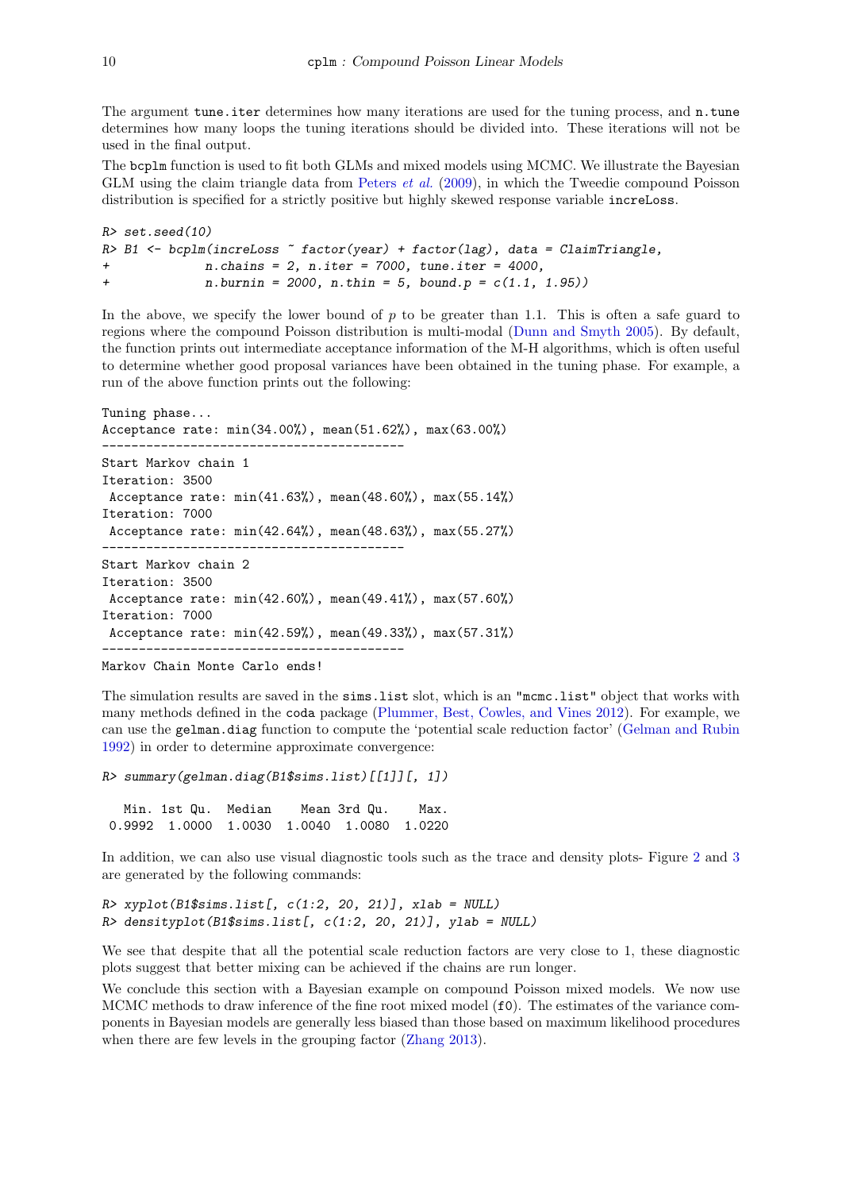The argument `tune.iter` determines how many iterations are used for the tuning process, and `n.tune` determines how many loops the tuning iterations should be divided into. These iterations will not be used in the final output.

The `bcplm` function is used to fit both GLMs and mixed models using MCMC. We illustrate the Bayesian GLM using the claim triangle data from Peters *et al.* (2009), in which the Tweedie compound Poisson distribution is specified for a strictly positive but highly skewed response variable `increLoss`.

```
R> set.seed(10)
R> B1 <- bcplm(increLoss ~ factor(year) + factor(lag), data = ClaimTriangle,
+             n.chains = 2, n.iter = 7000, tune.iter = 4000,
+             n.burnin = 2000, n.thin = 5, bound.p = c(1.1, 1.95))
```

In the above, we specify the lower bound of $p$ to be greater than 1.1. This is often a safe guard to regions where the compound Poisson distribution is multi-modal (Dunn and Smyth 2005). By default, the function prints out intermediate acceptance information of the M-H algorithms, which is often useful to determine whether good proposal variances have been obtained in the tuning phase. For example, a run of the above function prints out the following:

```
Tuning phase...
Acceptance rate: min(34.00%), mean(51.62%), max(63.00%)
-----------------------------------------
Start Markov chain 1
Iteration: 3500
 Acceptance rate: min(41.63%), mean(48.60%), max(55.14%)
Iteration: 7000
 Acceptance rate: min(42.64%), mean(48.63%), max(55.27%)
-----------------------------------------
Start Markov chain 2
Iteration: 3500
 Acceptance rate: min(42.60%), mean(49.41%), max(57.60%)
Iteration: 7000
 Acceptance rate: min(42.59%), mean(49.33%), max(57.31%)
-----------------------------------------
Markov Chain Monte Carlo ends!
```

The simulation results are saved in the `sims.list` slot, which is an `"mcmc.list"` object that works with many methods defined in the `coda` package (Plummer, Best, Cowles, and Vines 2012). For example, we can use the `gelman.diag` function to compute the 'potential scale reduction factor' (Gelman and Rubin 1992) in order to determine approximate convergence:

```
R> summary(gelman.diag(B1$sims.list)[[1]][, 1])

   Min. 1st Qu.  Median    Mean 3rd Qu.    Max.
 0.9992  1.0000  1.0030  1.0040  1.0080  1.0220
```

In addition, we can also use visual diagnostic tools such as the trace and density plots- Figure 2 and 3 are generated by the following commands:

```
R> xyplot(B1$sims.list[, c(1:2, 20, 21)], xlab = NULL)
R> densityplot(B1$sims.list[, c(1:2, 20, 21)], ylab = NULL)
```

We see that despite that all the potential scale reduction factors are very close to 1, these diagnostic plots suggest that better mixing can be achieved if the chains are run longer.

We conclude this section with a Bayesian example on compound Poisson mixed models. We now use MCMC methods to draw inference of the fine root mixed model (`f0`). The estimates of the variance components in Bayesian models are generally less biased than those based on maximum likelihood procedures when there are few levels in the grouping factor (Zhang 2013).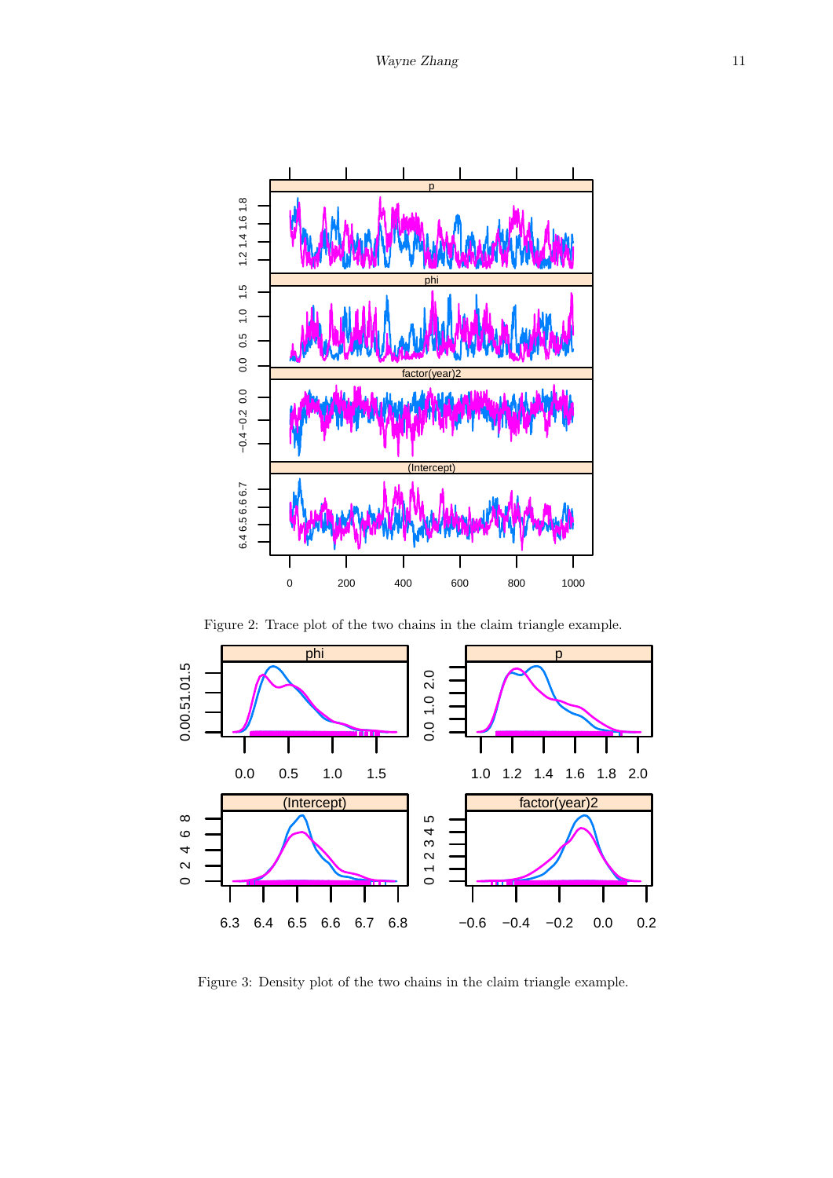p

1.2 1.4 1.6 1.8

phi

0.0 0.5 1.0 1.5

factor(year)2

−0.4 −0.2 0.0

(Intercept)

6.4 6.5 6.6 6.7

0 200 400 600 800 1000

Figure 2: Trace plot of the two chains in the claim triangle example.

phi

0.00.51.01.5

0.0 0.5 1.0 1.5

p

0.0 1.0 2.0

1.0 1.2 1.4 1.6 1.8 2.0

(Intercept)

0 2 4 6 8

6.3 6.4 6.5 6.6 6.7 6.8

factor(year)2

0 1 2 3 4 5

−0.6 −0.4 −0.2 0.0 0.2

Figure 3: Density plot of the two chains in the claim triangle example.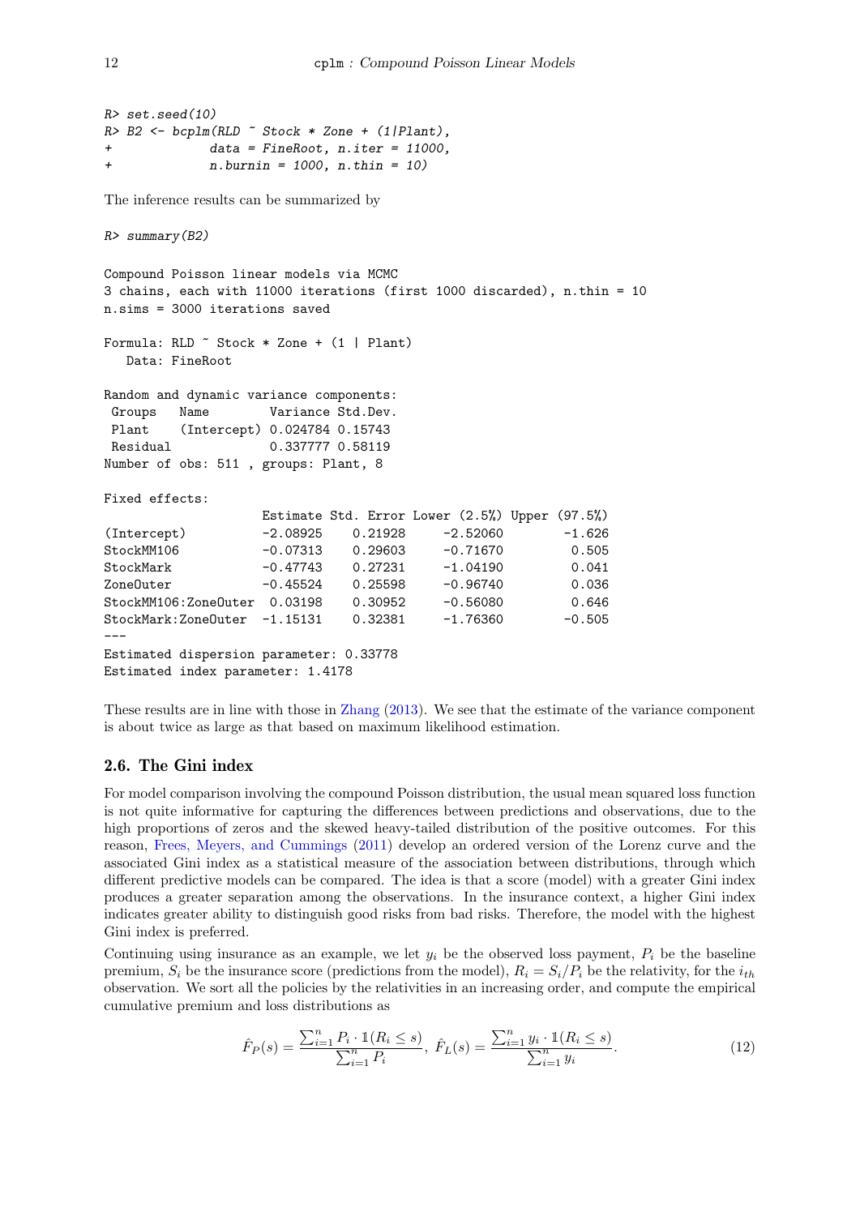```
R> set.seed(10)
R> B2 <- bcplm(RLD ~ Stock * Zone + (1|Plant),
+             data = FineRoot, n.iter = 11000,
+             n.burnin = 1000, n.thin = 10)
```

The inference results can be summarized by

```
R> summary(B2)

Compound Poisson linear models via MCMC
3 chains, each with 11000 iterations (first 1000 discarded), n.thin = 10
n.sims = 3000 iterations saved

Formula: RLD ~ Stock * Zone + (1 | Plant)
   Data: FineRoot

Random and dynamic variance components:
 Groups   Name        Variance Std.Dev.
 Plant    (Intercept) 0.024784 0.15743
 Residual             0.337777 0.58119
Number of obs: 511 , groups: Plant, 8

Fixed effects:
                    Estimate Std. Error Lower (2.5%) Upper (97.5%)
(Intercept)         -2.08925    0.21928     -2.52060        -1.626
StockMM106          -0.07313    0.29603     -0.71670         0.505
StockMark           -0.47743    0.27231     -1.04190         0.041
ZoneOuter           -0.45524    0.25598     -0.96740         0.036
StockMM106:ZoneOuter  0.03198    0.30952     -0.56080         0.646
StockMark:ZoneOuter  -1.15131    0.32381     -1.76360        -0.505
---
Estimated dispersion parameter: 0.33778
Estimated index parameter: 1.4178
```

These results are in line with those in Zhang (2013). We see that the estimate of the variance component is about twice as large as that based on maximum likelihood estimation.

## 2.6. The Gini index

For model comparison involving the compound Poisson distribution, the usual mean squared loss function is not quite informative for capturing the differences between predictions and observations, due to the high proportions of zeros and the skewed heavy-tailed distribution of the positive outcomes. For this reason, Frees, Meyers, and Cummings (2011) develop an ordered version of the Lorenz curve and the associated Gini index as a statistical measure of the association between distributions, through which different predictive models can be compared. The idea is that a score (model) with a greater Gini index produces a greater separation among the observations. In the insurance context, a higher Gini index indicates greater ability to distinguish good risks from bad risks. Therefore, the model with the highest Gini index is preferred.

Continuing using insurance as an example, we let $y_i$ be the observed loss payment, $P_i$ be the baseline premium, $S_i$ be the insurance score (predictions from the model), $R_i = S_i/P_i$ be the relativity, for the $i_{th}$ observation. We sort all the policies by the relativities in an increasing order, and compute the empirical cumulative premium and loss distributions as

$$\hat{F}_P(s) = \frac{\sum_{i=1}^n P_i \cdot \mathbb{1}(R_i \leq s)}{\sum_{i=1}^n P_i}, \; \hat{F}_L(s) = \frac{\sum_{i=1}^n y_i \cdot \mathbb{1}(R_i \leq s)}{\sum_{i=1}^n y_i}. \tag{12}$$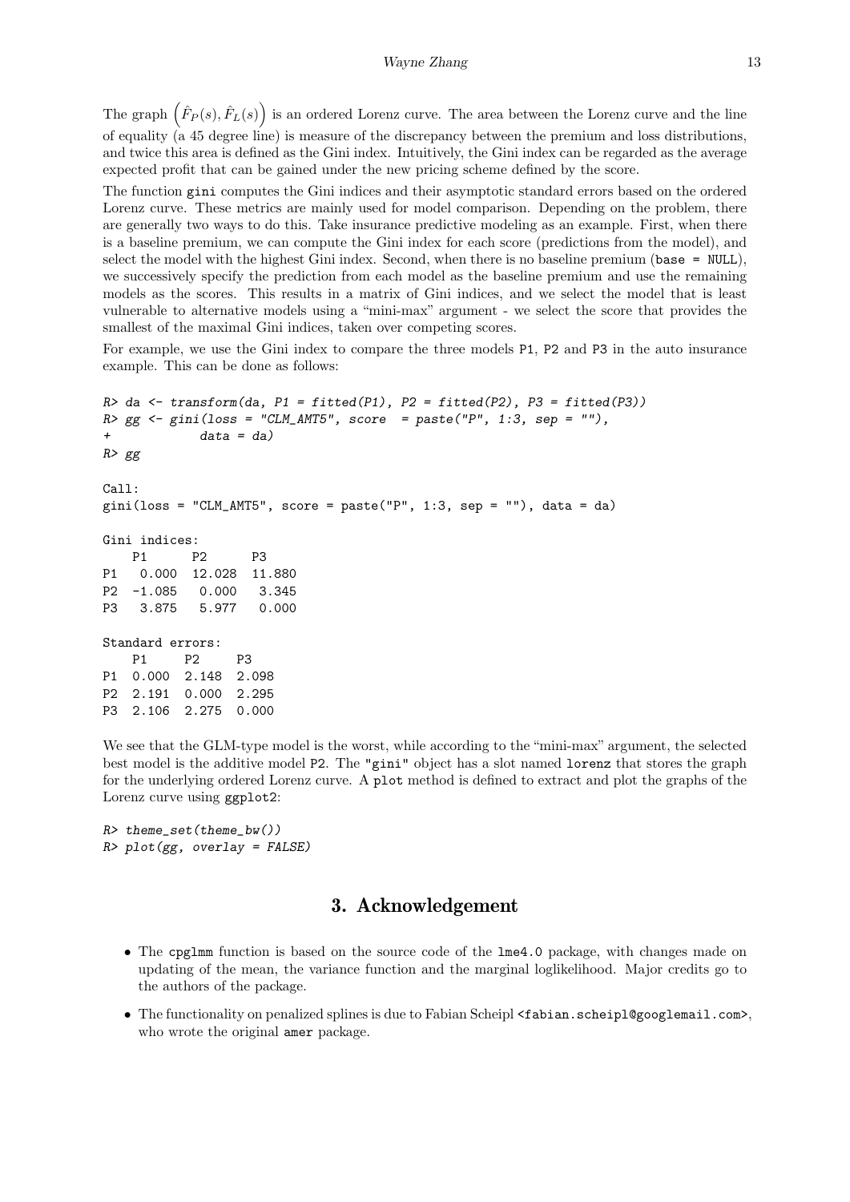The graph $\left(\hat{F}_P(s), \hat{F}_L(s)\right)$ is an ordered Lorenz curve. The area between the Lorenz curve and the line of equality (a 45 degree line) is measure of the discrepancy between the premium and loss distributions, and twice this area is defined as the Gini index. Intuitively, the Gini index can be regarded as the average expected profit that can be gained under the new pricing scheme defined by the score.

The function `gini` computes the Gini indices and their asymptotic standard errors based on the ordered Lorenz curve. These metrics are mainly used for model comparison. Depending on the problem, there are generally two ways to do this. Take insurance predictive modeling as an example. First, when there is a baseline premium, we can compute the Gini index for each score (predictions from the model), and select the model with the highest Gini index. Second, when there is no baseline premium (`base = NULL`), we successively specify the prediction from each model as the baseline premium and use the remaining models as the scores. This results in a matrix of Gini indices, and we select the model that is least vulnerable to alternative models using a "mini-max" argument - we select the score that provides the smallest of the maximal Gini indices, taken over competing scores.

For example, we use the Gini index to compare the three models `P1`, `P2` and `P3` in the auto insurance example. This can be done as follows:

```
R> da <- transform(da, P1 = fitted(P1), P2 = fitted(P2), P3 = fitted(P3))
R> gg <- gini(loss = "CLM_AMT5", score  = paste("P", 1:3, sep = ""),
+            data = da)
R> gg

Call:
gini(loss = "CLM_AMT5", score = paste("P", 1:3, sep = ""), data = da)

Gini indices:
    P1      P2      P3
P1   0.000  12.028  11.880
P2  -1.085   0.000   3.345
P3   3.875   5.977   0.000

Standard errors:
    P1     P2     P3
P1  0.000  2.148  2.098
P2  2.191  0.000  2.295
P3  2.106  2.275  0.000
```

We see that the GLM-type model is the worst, while according to the "mini-max" argument, the selected best model is the additive model `P2`. The `"gini"` object has a slot named `lorenz` that stores the graph for the underlying ordered Lorenz curve. A `plot` method is defined to extract and plot the graphs of the Lorenz curve using `ggplot2`:

```
R> theme_set(theme_bw())
R> plot(gg, overlay = FALSE)
```

# 3. Acknowledgement

- The `cpglmm` function is based on the source code of the `lme4.0` package, with changes made on updating of the mean, the variance function and the marginal loglikelihood. Major credits go to the authors of the package.
- The functionality on penalized splines is due to Fabian Scheipl `<fabian.scheipl@googlemail.com>`, who wrote the original `amer` package.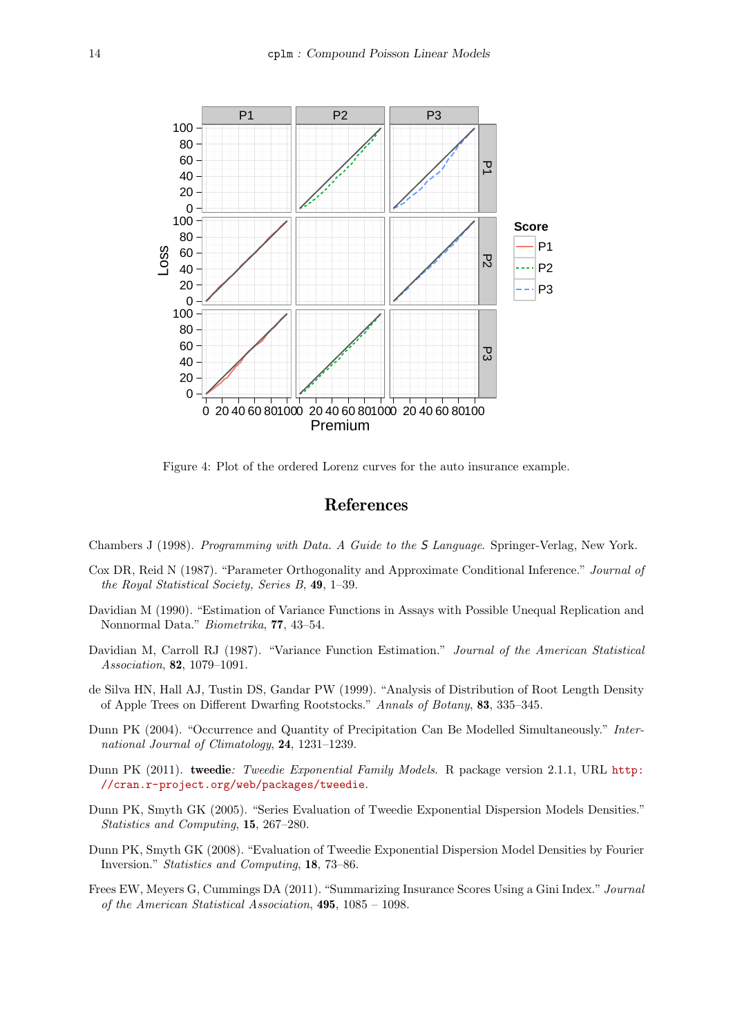P1 P2 P3

100 80 60 40 20 0

Loss

Score
P1
P2
P3

0 20 40 60 80100 0 20 40 60 80100 0 20 40 60 80100

Premium

Figure 4: Plot of the ordered Lorenz curves for the auto insurance example.

# References

Chambers J (1998). *Programming with Data. A Guide to the S Language*. Springer-Verlag, New York.

Cox DR, Reid N (1987). "Parameter Orthogonality and Approximate Conditional Inference." *Journal of the Royal Statistical Society, Series B*, **49**, 1–39.

Davidian M (1990). "Estimation of Variance Functions in Assays with Possible Unequal Replication and Nonnormal Data." *Biometrika*, **77**, 43–54.

Davidian M, Carroll RJ (1987). "Variance Function Estimation." *Journal of the American Statistical Association*, **82**, 1079–1091.

de Silva HN, Hall AJ, Tustin DS, Gandar PW (1999). "Analysis of Distribution of Root Length Density of Apple Trees on Different Dwarfing Rootstocks." *Annals of Botany*, **83**, 335–345.

Dunn PK (2004). "Occurrence and Quantity of Precipitation Can Be Modelled Simultaneously." *International Journal of Climatology*, **24**, 1231–1239.

Dunn PK (2011). **tweedie**: *Tweedie Exponential Family Models*. R package version 2.1.1, URL http://cran.r-project.org/web/packages/tweedie.

Dunn PK, Smyth GK (2005). "Series Evaluation of Tweedie Exponential Dispersion Models Densities." *Statistics and Computing*, **15**, 267–280.

Dunn PK, Smyth GK (2008). "Evaluation of Tweedie Exponential Dispersion Model Densities by Fourier Inversion." *Statistics and Computing*, **18**, 73–86.

Frees EW, Meyers G, Cummings DA (2011). "Summarizing Insurance Scores Using a Gini Index." *Journal of the American Statistical Association*, **495**, 1085 – 1098.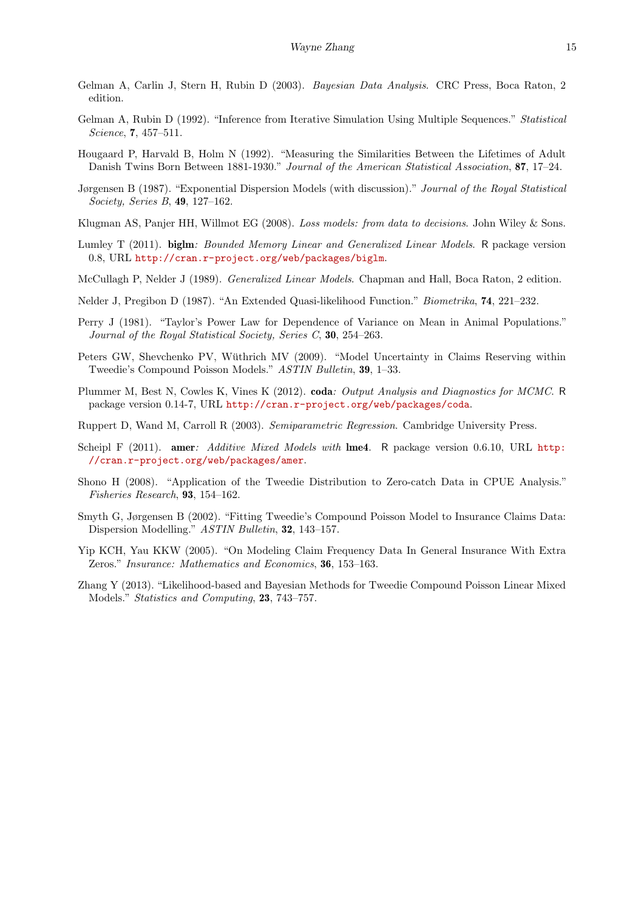Gelman A, Carlin J, Stern H, Rubin D (2003). *Bayesian Data Analysis*. CRC Press, Boca Raton, 2 edition.

Gelman A, Rubin D (1992). "Inference from Iterative Simulation Using Multiple Sequences." *Statistical Science*, **7**, 457–511.

Hougaard P, Harvald B, Holm N (1992). "Measuring the Similarities Between the Lifetimes of Adult Danish Twins Born Between 1881-1930." *Journal of the American Statistical Association*, **87**, 17–24.

Jørgensen B (1987). "Exponential Dispersion Models (with discussion)." *Journal of the Royal Statistical Society, Series B*, **49**, 127–162.

Klugman AS, Panjer HH, Willmot EG (2008). *Loss models: from data to decisions*. John Wiley & Sons.

Lumley T (2011). **biglm***: Bounded Memory Linear and Generalized Linear Models*. R package version 0.8, URL http://cran.r-project.org/web/packages/biglm.

McCullagh P, Nelder J (1989). *Generalized Linear Models*. Chapman and Hall, Boca Raton, 2 edition.

Nelder J, Pregibon D (1987). "An Extended Quasi-likelihood Function." *Biometrika*, **74**, 221–232.

Perry J (1981). "Taylor's Power Law for Dependence of Variance on Mean in Animal Populations." *Journal of the Royal Statistical Society, Series C*, **30**, 254–263.

Peters GW, Shevchenko PV, Wüthrich MV (2009). "Model Uncertainty in Claims Reserving within Tweedie's Compound Poisson Models." *ASTIN Bulletin*, **39**, 1–33.

Plummer M, Best N, Cowles K, Vines K (2012). **coda***: Output Analysis and Diagnostics for MCMC*. R package version 0.14-7, URL http://cran.r-project.org/web/packages/coda.

Ruppert D, Wand M, Carroll R (2003). *Semiparametric Regression*. Cambridge University Press.

Scheipl F (2011). **amer***: Additive Mixed Models with* **lme4**. R package version 0.6.10, URL http://cran.r-project.org/web/packages/amer.

Shono H (2008). "Application of the Tweedie Distribution to Zero-catch Data in CPUE Analysis." *Fisheries Research*, **93**, 154–162.

Smyth G, Jørgensen B (2002). "Fitting Tweedie's Compound Poisson Model to Insurance Claims Data: Dispersion Modelling." *ASTIN Bulletin*, **32**, 143–157.

Yip KCH, Yau KKW (2005). "On Modeling Claim Frequency Data In General Insurance With Extra Zeros." *Insurance: Mathematics and Economics*, **36**, 153–163.

Zhang Y (2013). "Likelihood-based and Bayesian Methods for Tweedie Compound Poisson Linear Mixed Models." *Statistics and Computing*, **23**, 743–757.